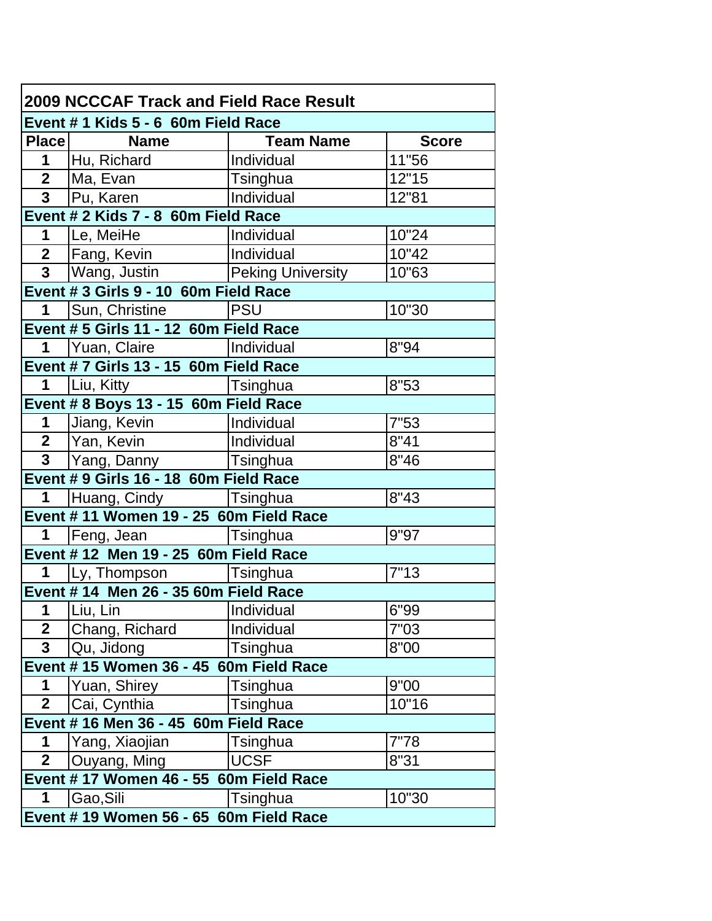# 2009 NCCCAF Track and Field Race Result

| Place | Name | Team Name | Score |
|---|---|---|---|
| **Event # 1 Kids 5 - 6 60m Field Race** | | | |
| 1 | Hu, Richard | Individual | 11"56 |
| 2 | Ma, Evan | Tsinghua | 12"15 |
| 3 | Pu, Karen | Individual | 12"81 |
| **Event # 2 Kids 7 - 8 60m Field Race** | | | |
| 1 | Le, MeiHe | Individual | 10"24 |
| 2 | Fang, Kevin | Individual | 10"42 |
| 3 | Wang, Justin | Peking University | 10"63 |
| **Event # 3 Girls 9 - 10 60m Field Race** | | | |
| 1 | Sun, Christine | PSU | 10"30 |
| **Event # 5 Girls 11 - 12 60m Field Race** | | | |
| 1 | Yuan, Claire | Individual | 8"94 |
| **Event # 7 Girls 13 - 15 60m Field Race** | | | |
| 1 | Liu, Kitty | Tsinghua | 8"53 |
| **Event # 8 Boys 13 - 15 60m Field Race** | | | |
| 1 | Jiang, Kevin | Individual | 7"53 |
| 2 | Yan, Kevin | Individual | 8"41 |
| 3 | Yang, Danny | Tsinghua | 8"46 |
| **Event # 9 Girls 16 - 18 60m Field Race** | | | |
| 1 | Huang, Cindy | Tsinghua | 8"43 |
| **Event # 11 Women 19 - 25 60m Field Race** | | | |
| 1 | Feng, Jean | Tsinghua | 9"97 |
| **Event # 12 Men 19 - 25 60m Field Race** | | | |
| 1 | Ly, Thompson | Tsinghua | 7"13 |
| **Event # 14 Men 26 - 35 60m Field Race** | | | |
| 1 | Liu, Lin | Individual | 6"99 |
| 2 | Chang, Richard | Individual | 7"03 |
| 3 | Qu, Jidong | Tsinghua | 8"00 |
| **Event # 15 Women 36 - 45 60m Field Race** | | | |
| 1 | Yuan, Shirey | Tsinghua | 9"00 |
| 2 | Cai, Cynthia | Tsinghua | 10"16 |
| **Event # 16 Men 36 - 45 60m Field Race** | | | |
| 1 | Yang, Xiaojian | Tsinghua | 7"78 |
| 2 | Ouyang, Ming | UCSF | 8"31 |
| **Event # 17 Women 46 - 55 60m Field Race** | | | |
| 1 | Gao,Sili | Tsinghua | 10"30 |
| **Event # 19 Women 56 - 65 60m Field Race** | | | |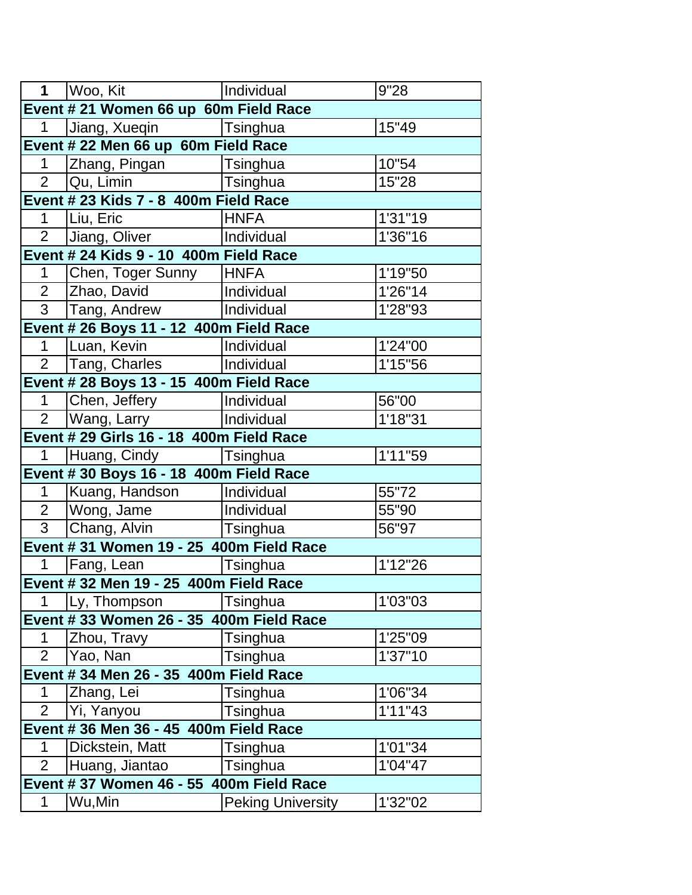| 1 | Woo, Kit | Individual | 9"28 |
|---|---|---|---|
| **Event # 21 Women 66 up 60m Field Race** | | | |
| 1 | Jiang, Xueqin | Tsinghua | 15"49 |
| **Event # 22 Men 66 up 60m Field Race** | | | |
| 1 | Zhang, Pingan | Tsinghua | 10"54 |
| 2 | Qu, Limin | Tsinghua | 15"28 |
| **Event # 23 Kids 7 - 8 400m Field Race** | | | |
| 1 | Liu, Eric | HNFA | 1'31"19 |
| 2 | Jiang, Oliver | Individual | 1'36"16 |
| **Event # 24 Kids 9 - 10 400m Field Race** | | | |
| 1 | Chen, Toger Sunny | HNFA | 1'19"50 |
| 2 | Zhao, David | Individual | 1'26"14 |
| 3 | Tang, Andrew | Individual | 1'28"93 |
| **Event # 26 Boys 11 - 12 400m Field Race** | | | |
| 1 | Luan, Kevin | Individual | 1'24"00 |
| 2 | Tang, Charles | Individual | 1'15"56 |
| **Event # 28 Boys 13 - 15 400m Field Race** | | | |
| 1 | Chen, Jeffery | Individual | 56"00 |
| 2 | Wang, Larry | Individual | 1'18"31 |
| **Event # 29 Girls 16 - 18 400m Field Race** | | | |
| 1 | Huang, Cindy | Tsinghua | 1'11"59 |
| **Event # 30 Boys 16 - 18 400m Field Race** | | | |
| 1 | Kuang, Handson | Individual | 55"72 |
| 2 | Wong, Jame | Individual | 55"90 |
| 3 | Chang, Alvin | Tsinghua | 56"97 |
| **Event # 31 Women 19 - 25 400m Field Race** | | | |
| 1 | Fang, Lean | Tsinghua | 1'12"26 |
| **Event # 32 Men 19 - 25 400m Field Race** | | | |
| 1 | Ly, Thompson | Tsinghua | 1'03"03 |
| **Event # 33 Women 26 - 35 400m Field Race** | | | |
| 1 | Zhou, Travy | Tsinghua | 1'25"09 |
| 2 | Yao, Nan | Tsinghua | 1'37"10 |
| **Event # 34 Men 26 - 35 400m Field Race** | | | |
| 1 | Zhang, Lei | Tsinghua | 1'06"34 |
| 2 | Yi, Yanyou | Tsinghua | 1'11"43 |
| **Event # 36 Men 36 - 45 400m Field Race** | | | |
| 1 | Dickstein, Matt | Tsinghua | 1'01"34 |
| 2 | Huang, Jiantao | Tsinghua | 1'04"47 |
| **Event # 37 Women 46 - 55 400m Field Race** | | | |
| 1 | Wu,Min | Peking University | 1'32"02 |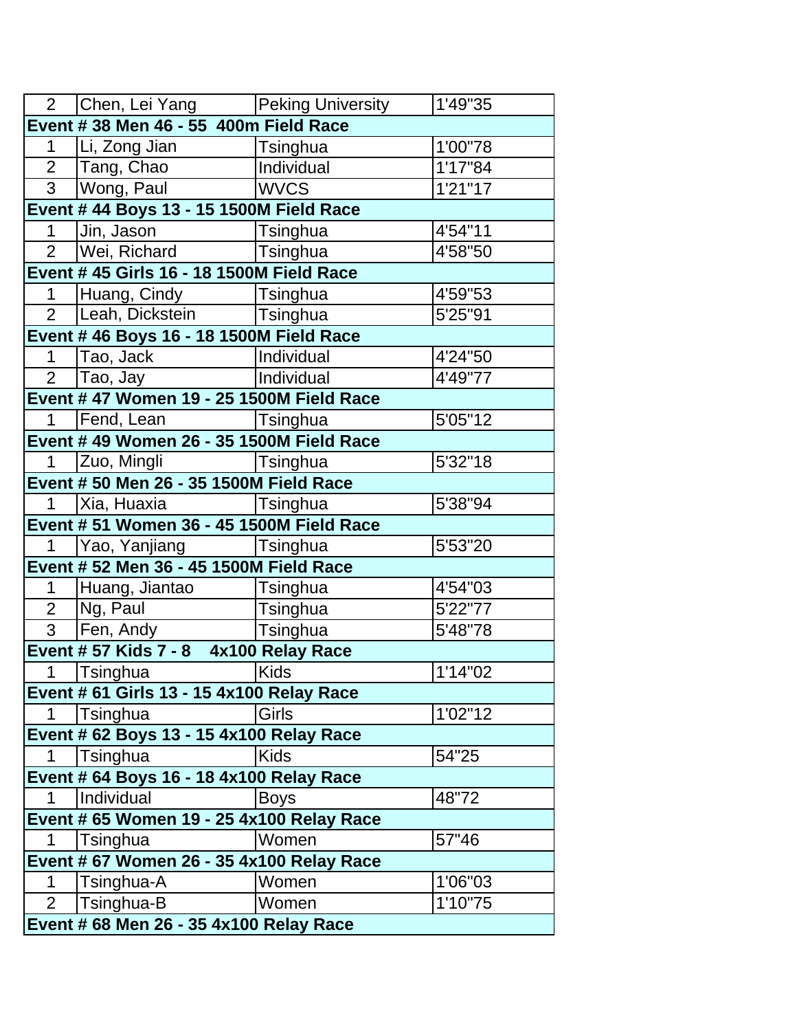| | | | |
|---|---|---|---|
| 2 | Chen, Lei Yang | Peking University | 1'49"35 |
| **Event # 38 Men 46 - 55 400m Field Race** | | | |
| 1 | Li, Zong Jian | Tsinghua | 1'00"78 |
| 2 | Tang, Chao | Individual | 1'17"84 |
| 3 | Wong, Paul | WVCS | 1'21"17 |
| **Event # 44 Boys 13 - 15 1500M Field Race** | | | |
| 1 | Jin, Jason | Tsinghua | 4'54"11 |
| 2 | Wei, Richard | Tsinghua | 4'58"50 |
| **Event # 45 Girls 16 - 18 1500M Field Race** | | | |
| 1 | Huang, Cindy | Tsinghua | 4'59"53 |
| 2 | Leah, Dickstein | Tsinghua | 5'25"91 |
| **Event # 46 Boys 16 - 18 1500M Field Race** | | | |
| 1 | Tao, Jack | Individual | 4'24"50 |
| 2 | Tao, Jay | Individual | 4'49"77 |
| **Event # 47 Women 19 - 25 1500M Field Race** | | | |
| 1 | Fend, Lean | Tsinghua | 5'05"12 |
| **Event # 49 Women 26 - 35 1500M Field Race** | | | |
| 1 | Zuo, Mingli | Tsinghua | 5'32"18 |
| **Event # 50 Men 26 - 35 1500M Field Race** | | | |
| 1 | Xia, Huaxia | Tsinghua | 5'38"94 |
| **Event # 51 Women 36 - 45 1500M Field Race** | | | |
| 1 | Yao, Yanjiang | Tsinghua | 5'53"20 |
| **Event # 52 Men 36 - 45 1500M Field Race** | | | |
| 1 | Huang, Jiantao | Tsinghua | 4'54"03 |
| 2 | Ng, Paul | Tsinghua | 5'22"77 |
| 3 | Fen, Andy | Tsinghua | 5'48"78 |
| **Event # 57 Kids 7 - 8 4x100 Relay Race** | | | |
| 1 | Tsinghua | Kids | 1'14"02 |
| **Event # 61 Girls 13 - 15 4x100 Relay Race** | | | |
| 1 | Tsinghua | Girls | 1'02"12 |
| **Event # 62 Boys 13 - 15 4x100 Relay Race** | | | |
| 1 | Tsinghua | Kids | 54"25 |
| **Event # 64 Boys 16 - 18 4x100 Relay Race** | | | |
| 1 | Individual | Boys | 48"72 |
| **Event # 65 Women 19 - 25 4x100 Relay Race** | | | |
| 1 | Tsinghua | Women | 57"46 |
| **Event # 67 Women 26 - 35 4x100 Relay Race** | | | |
| 1 | Tsinghua-A | Women | 1'06"03 |
| 2 | Tsinghua-B | Women | 1'10"75 |
| **Event # 68 Men 26 - 35 4x100 Relay Race** | | | |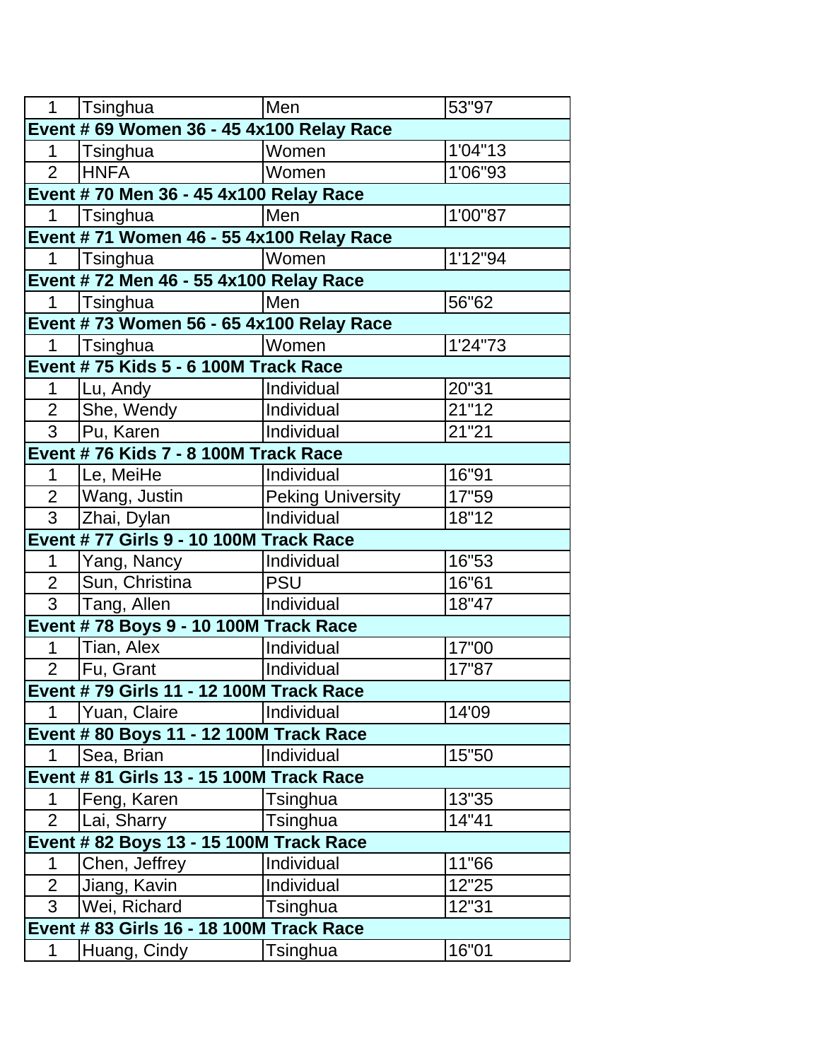| 1 | Tsinghua | Men | 53"97 |
|---|---|---|---|
| **Event # 69 Women 36 - 45 4x100 Relay Race** | | | |
| 1 | Tsinghua | Women | 1'04"13 |
| 2 | HNFA | Women | 1'06"93 |
| **Event # 70 Men 36 - 45 4x100 Relay Race** | | | |
| 1 | Tsinghua | Men | 1'00"87 |
| **Event # 71 Women 46 - 55 4x100 Relay Race** | | | |
| 1 | Tsinghua | Women | 1'12"94 |
| **Event # 72 Men 46 - 55 4x100 Relay Race** | | | |
| 1 | Tsinghua | Men | 56"62 |
| **Event # 73 Women 56 - 65 4x100 Relay Race** | | | |
| 1 | Tsinghua | Women | 1'24"73 |
| **Event # 75 Kids 5 - 6 100M Track Race** | | | |
| 1 | Lu, Andy | Individual | 20"31 |
| 2 | She, Wendy | Individual | 21"12 |
| 3 | Pu, Karen | Individual | 21"21 |
| **Event # 76 Kids 7 - 8 100M Track Race** | | | |
| 1 | Le, MeiHe | Individual | 16"91 |
| 2 | Wang, Justin | Peking University | 17"59 |
| 3 | Zhai, Dylan | Individual | 18"12 |
| **Event # 77 Girls 9 - 10 100M Track Race** | | | |
| 1 | Yang, Nancy | Individual | 16"53 |
| 2 | Sun, Christina | PSU | 16"61 |
| 3 | Tang, Allen | Individual | 18"47 |
| **Event # 78 Boys 9 - 10 100M Track Race** | | | |
| 1 | Tian, Alex | Individual | 17"00 |
| 2 | Fu, Grant | Individual | 17"87 |
| **Event # 79 Girls 11 - 12 100M Track Race** | | | |
| 1 | Yuan, Claire | Individual | 14'09 |
| **Event # 80 Boys 11 - 12 100M Track Race** | | | |
| 1 | Sea, Brian | Individual | 15"50 |
| **Event # 81 Girls 13 - 15 100M Track Race** | | | |
| 1 | Feng, Karen | Tsinghua | 13"35 |
| 2 | Lai, Sharry | Tsinghua | 14"41 |
| **Event # 82 Boys 13 - 15 100M Track Race** | | | |
| 1 | Chen, Jeffrey | Individual | 11"66 |
| 2 | Jiang, Kavin | Individual | 12"25 |
| 3 | Wei, Richard | Tsinghua | 12"31 |
| **Event # 83 Girls 16 - 18 100M Track Race** | | | |
| 1 | Huang, Cindy | Tsinghua | 16"01 |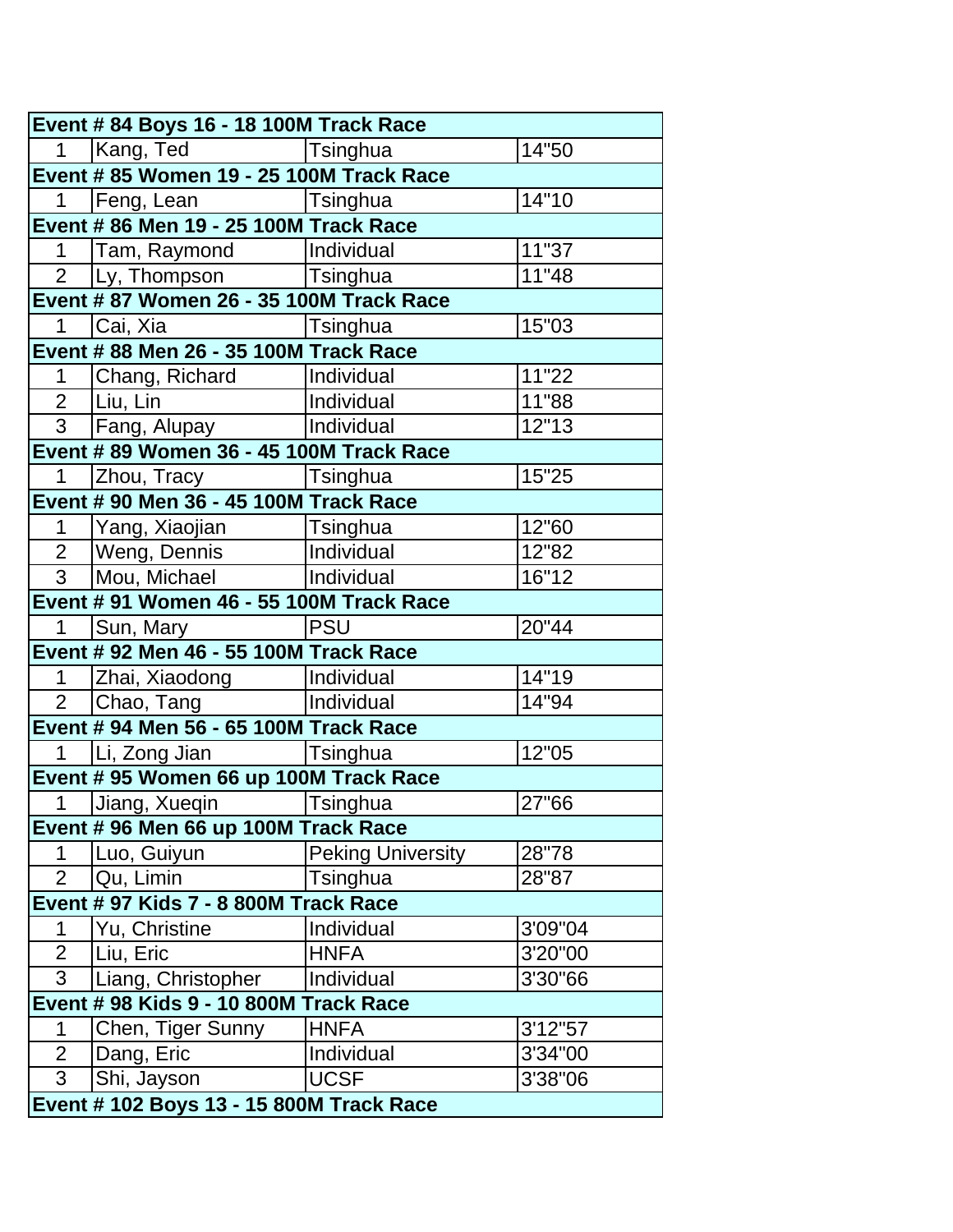| Event # 84 Boys 16 - 18 100M Track Race | | | |
|---|---|---|---|
| 1 | Kang, Ted | Tsinghua | 14"50 |
| **Event # 85 Women 19 - 25 100M Track Race** | | | |
| 1 | Feng, Lean | Tsinghua | 14"10 |
| **Event # 86 Men 19 - 25 100M Track Race** | | | |
| 1 | Tam, Raymond | Individual | 11"37 |
| 2 | Ly, Thompson | Tsinghua | 11"48 |
| **Event # 87 Women 26 - 35 100M Track Race** | | | |
| 1 | Cai, Xia | Tsinghua | 15"03 |
| **Event # 88 Men 26 - 35 100M Track Race** | | | |
| 1 | Chang, Richard | Individual | 11"22 |
| 2 | Liu, Lin | Individual | 11"88 |
| 3 | Fang, Alupay | Individual | 12"13 |
| **Event # 89 Women 36 - 45 100M Track Race** | | | |
| 1 | Zhou, Tracy | Tsinghua | 15"25 |
| **Event # 90 Men 36 - 45 100M Track Race** | | | |
| 1 | Yang, Xiaojian | Tsinghua | 12"60 |
| 2 | Weng, Dennis | Individual | 12"82 |
| 3 | Mou, Michael | Individual | 16"12 |
| **Event # 91 Women 46 - 55 100M Track Race** | | | |
| 1 | Sun, Mary | PSU | 20"44 |
| **Event # 92 Men 46 - 55 100M Track Race** | | | |
| 1 | Zhai, Xiaodong | Individual | 14"19 |
| 2 | Chao, Tang | Individual | 14"94 |
| **Event # 94 Men 56 - 65 100M Track Race** | | | |
| 1 | Li, Zong Jian | Tsinghua | 12"05 |
| **Event # 95 Women 66 up 100M Track Race** | | | |
| 1 | Jiang, Xueqin | Tsinghua | 27"66 |
| **Event # 96 Men 66 up 100M Track Race** | | | |
| 1 | Luo, Guiyun | Peking University | 28"78 |
| 2 | Qu, Limin | Tsinghua | 28"87 |
| **Event # 97 Kids 7 - 8 800M Track Race** | | | |
| 1 | Yu, Christine | Individual | 3'09"04 |
| 2 | Liu, Eric | HNFA | 3'20"00 |
| 3 | Liang, Christopher | Individual | 3'30"66 |
| **Event # 98 Kids 9 - 10 800M Track Race** | | | |
| 1 | Chen, Tiger Sunny | HNFA | 3'12"57 |
| 2 | Dang, Eric | Individual | 3'34"00 |
| 3 | Shi, Jayson | UCSF | 3'38"06 |
| **Event # 102 Boys 13 - 15 800M Track Race** | | | |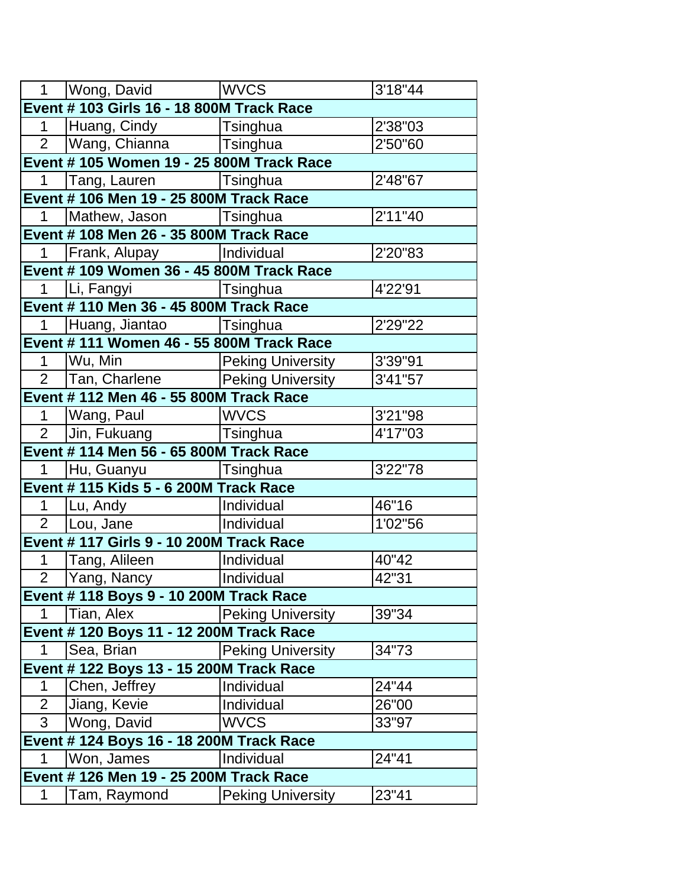| | | | |
|---|---|---|---|
| 1 | Wong, David | WVCS | 3'18"44 |
| **Event # 103 Girls 16 - 18 800M Track Race** | | | |
| 1 | Huang, Cindy | Tsinghua | 2'38"03 |
| 2 | Wang, Chianna | Tsinghua | 2'50"60 |
| **Event # 105 Women 19 - 25 800M Track Race** | | | |
| 1 | Tang, Lauren | Tsinghua | 2'48"67 |
| **Event # 106 Men 19 - 25 800M Track Race** | | | |
| 1 | Mathew, Jason | Tsinghua | 2'11"40 |
| **Event # 108 Men 26 - 35 800M Track Race** | | | |
| 1 | Frank, Alupay | Individual | 2'20"83 |
| **Event # 109 Women 36 - 45 800M Track Race** | | | |
| 1 | Li, Fangyi | Tsinghua | 4'22'91 |
| **Event # 110 Men 36 - 45 800M Track Race** | | | |
| 1 | Huang, Jiantao | Tsinghua | 2'29"22 |
| **Event # 111 Women 46 - 55 800M Track Race** | | | |
| 1 | Wu, Min | Peking University | 3'39"91 |
| 2 | Tan, Charlene | Peking University | 3'41"57 |
| **Event # 112 Men 46 - 55 800M Track Race** | | | |
| 1 | Wang, Paul | WVCS | 3'21"98 |
| 2 | Jin, Fukuang | Tsinghua | 4'17"03 |
| **Event # 114 Men 56 - 65 800M Track Race** | | | |
| 1 | Hu, Guanyu | Tsinghua | 3'22"78 |
| **Event # 115 Kids 5 - 6 200M Track Race** | | | |
| 1 | Lu, Andy | Individual | 46"16 |
| 2 | Lou, Jane | Individual | 1'02"56 |
| **Event # 117 Girls 9 - 10 200M Track Race** | | | |
| 1 | Tang, Alileen | Individual | 40"42 |
| 2 | Yang, Nancy | Individual | 42"31 |
| **Event # 118 Boys 9 - 10 200M Track Race** | | | |
| 1 | Tian, Alex | Peking University | 39"34 |
| **Event # 120 Boys 11 - 12 200M Track Race** | | | |
| 1 | Sea, Brian | Peking University | 34"73 |
| **Event # 122 Boys 13 - 15 200M Track Race** | | | |
| 1 | Chen, Jeffrey | Individual | 24"44 |
| 2 | Jiang, Kevie | Individual | 26"00 |
| 3 | Wong, David | WVCS | 33"97 |
| **Event # 124 Boys 16 - 18 200M Track Race** | | | |
| 1 | Won, James | Individual | 24"41 |
| **Event # 126 Men 19 - 25 200M Track Race** | | | |
| 1 | Tam, Raymond | Peking University | 23"41 |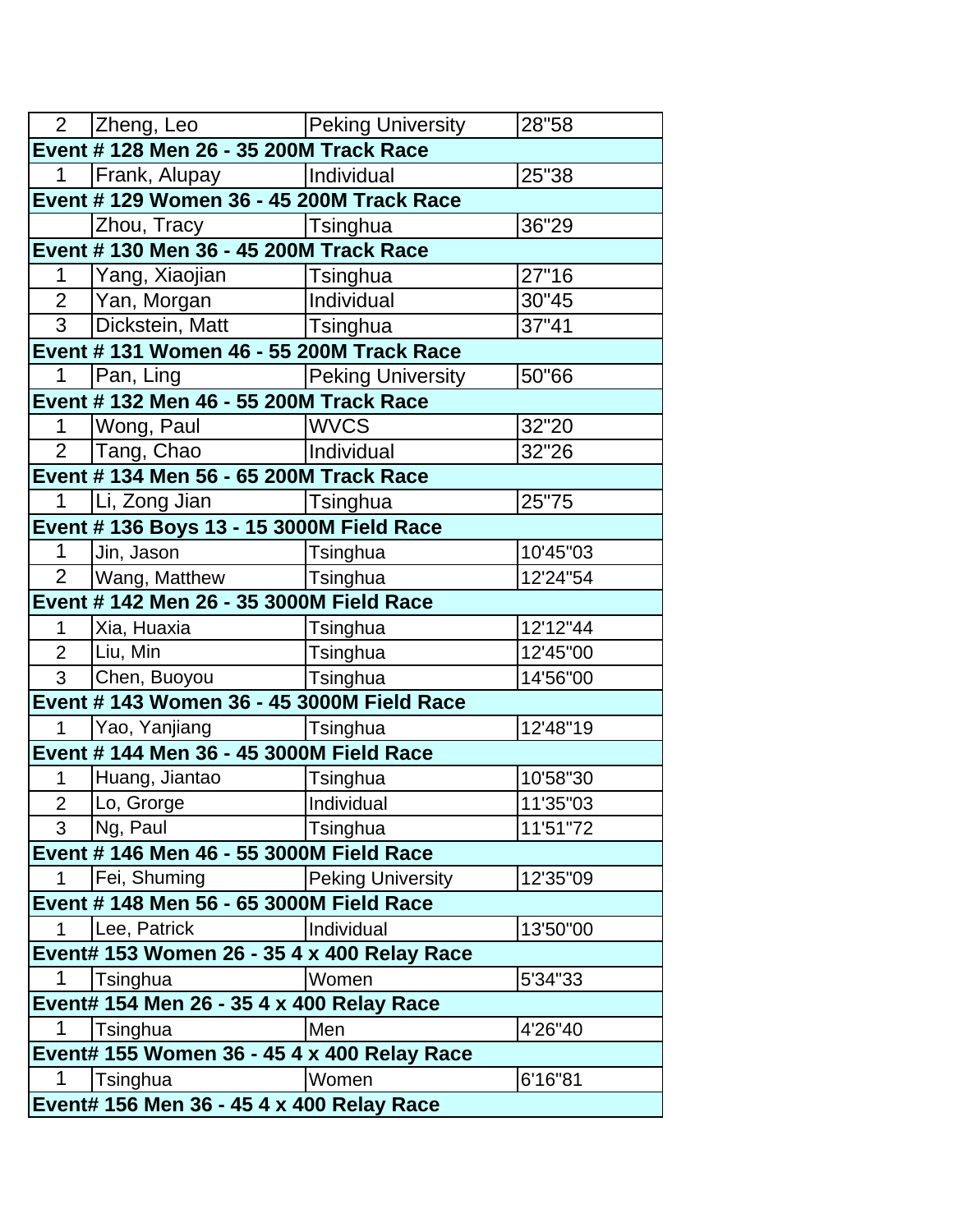| 2 | Zheng, Leo | Peking University | 28"58 |
|---|---|---|---|
| **Event # 128 Men 26 - 35 200M Track Race** | | | |
| 1 | Frank, Alupay | Individual | 25"38 |
| **Event # 129 Women 36 - 45 200M Track Race** | | | |
| | Zhou, Tracy | Tsinghua | 36"29 |
| **Event # 130 Men 36 - 45 200M Track Race** | | | |
| 1 | Yang, Xiaojian | Tsinghua | 27"16 |
| 2 | Yan, Morgan | Individual | 30"45 |
| 3 | Dickstein, Matt | Tsinghua | 37"41 |
| **Event # 131 Women 46 - 55 200M Track Race** | | | |
| 1 | Pan, Ling | Peking University | 50"66 |
| **Event # 132 Men 46 - 55 200M Track Race** | | | |
| 1 | Wong, Paul | WVCS | 32"20 |
| 2 | Tang, Chao | Individual | 32"26 |
| **Event # 134 Men 56 - 65 200M Track Race** | | | |
| 1 | Li, Zong Jian | Tsinghua | 25"75 |
| **Event # 136 Boys 13 - 15 3000M Field Race** | | | |
| 1 | Jin, Jason | Tsinghua | 10'45"03 |
| 2 | Wang, Matthew | Tsinghua | 12'24"54 |
| **Event # 142 Men 26 - 35 3000M Field Race** | | | |
| 1 | Xia, Huaxia | Tsinghua | 12'12"44 |
| 2 | Liu, Min | Tsinghua | 12'45"00 |
| 3 | Chen, Buoyou | Tsinghua | 14'56"00 |
| **Event # 143 Women 36 - 45 3000M Field Race** | | | |
| 1 | Yao, Yanjiang | Tsinghua | 12'48"19 |
| **Event # 144 Men 36 - 45 3000M Field Race** | | | |
| 1 | Huang, Jiantao | Tsinghua | 10'58"30 |
| 2 | Lo, Grorge | Individual | 11'35"03 |
| 3 | Ng, Paul | Tsinghua | 11'51"72 |
| **Event # 146 Men 46 - 55 3000M Field Race** | | | |
| 1 | Fei, Shuming | Peking University | 12'35"09 |
| **Event # 148 Men 56 - 65 3000M Field Race** | | | |
| 1 | Lee, Patrick | Individual | 13'50"00 |
| **Event# 153 Women 26 - 35 4 x 400 Relay Race** | | | |
| 1 | Tsinghua | Women | 5'34"33 |
| **Event# 154 Men 26 - 35 4 x 400 Relay Race** | | | |
| 1 | Tsinghua | Men | 4'26"40 |
| **Event# 155 Women 36 - 45 4 x 400 Relay Race** | | | |
| 1 | Tsinghua | Women | 6'16"81 |
| **Event# 156 Men 36 - 45 4 x 400 Relay Race** | | | |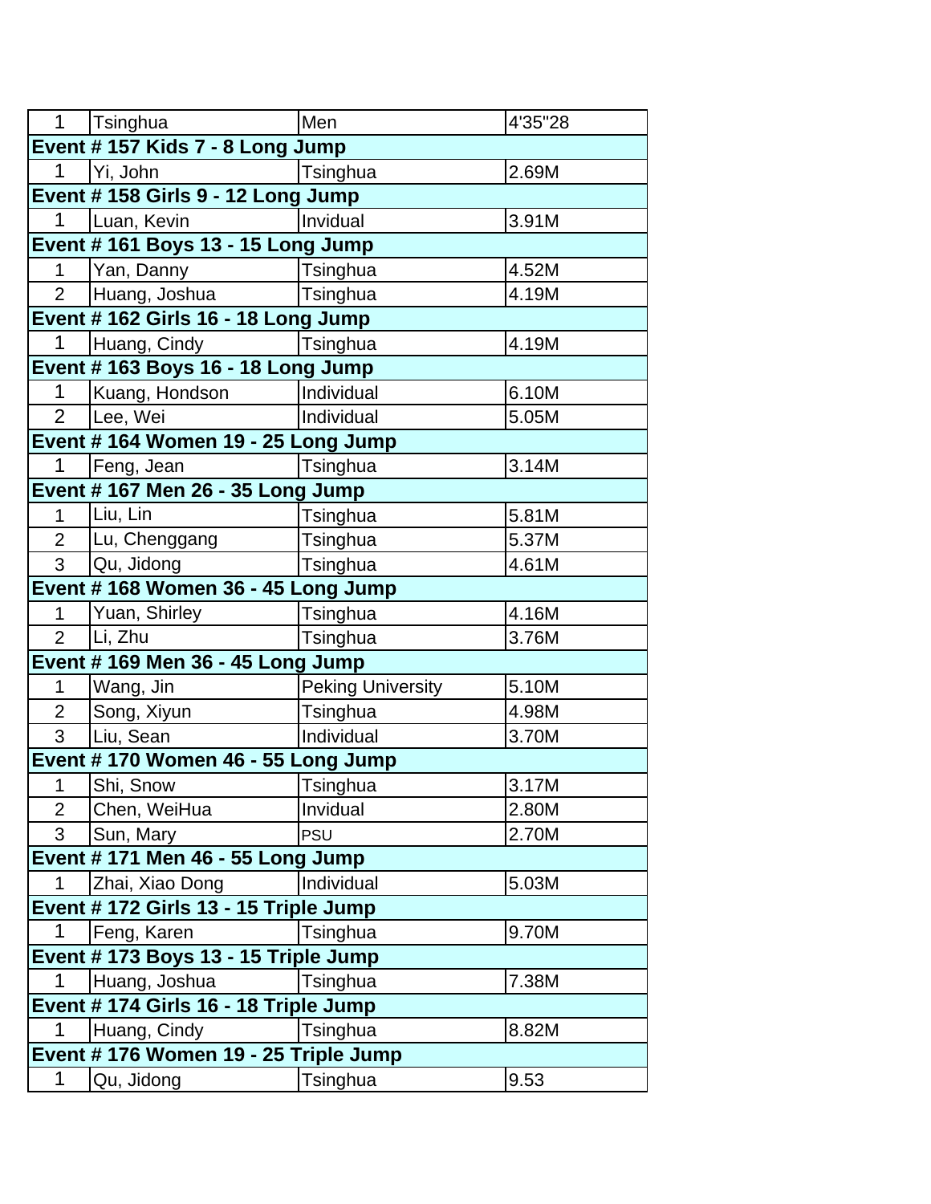| 1 | Tsinghua | Men | 4'35"28 |
|---|---|---|---|
| **Event # 157 Kids 7 - 8 Long Jump** | | | |
| 1 | Yi, John | Tsinghua | 2.69M |
| **Event # 158 Girls 9 - 12 Long Jump** | | | |
| 1 | Luan, Kevin | Invidual | 3.91M |
| **Event # 161 Boys 13 - 15 Long Jump** | | | |
| 1 | Yan, Danny | Tsinghua | 4.52M |
| 2 | Huang, Joshua | Tsinghua | 4.19M |
| **Event # 162 Girls 16 - 18 Long Jump** | | | |
| 1 | Huang, Cindy | Tsinghua | 4.19M |
| **Event # 163 Boys 16 - 18 Long Jump** | | | |
| 1 | Kuang, Hondson | Individual | 6.10M |
| 2 | Lee, Wei | Individual | 5.05M |
| **Event # 164 Women 19 - 25 Long Jump** | | | |
| 1 | Feng, Jean | Tsinghua | 3.14M |
| **Event # 167 Men 26 - 35 Long Jump** | | | |
| 1 | Liu, Lin | Tsinghua | 5.81M |
| 2 | Lu, Chenggang | Tsinghua | 5.37M |
| 3 | Qu, Jidong | Tsinghua | 4.61M |
| **Event # 168 Women 36 - 45 Long Jump** | | | |
| 1 | Yuan, Shirley | Tsinghua | 4.16M |
| 2 | Li, Zhu | Tsinghua | 3.76M |
| **Event # 169 Men 36 - 45 Long Jump** | | | |
| 1 | Wang, Jin | Peking University | 5.10M |
| 2 | Song, Xiyun | Tsinghua | 4.98M |
| 3 | Liu, Sean | Individual | 3.70M |
| **Event # 170 Women 46 - 55 Long Jump** | | | |
| 1 | Shi, Snow | Tsinghua | 3.17M |
| 2 | Chen, WeiHua | Invidual | 2.80M |
| 3 | Sun, Mary | PSU | 2.70M |
| **Event # 171 Men 46 - 55 Long Jump** | | | |
| 1 | Zhai, Xiao Dong | Individual | 5.03M |
| **Event # 172 Girls 13 - 15 Triple Jump** | | | |
| 1 | Feng, Karen | Tsinghua | 9.70M |
| **Event # 173 Boys 13 - 15 Triple Jump** | | | |
| 1 | Huang, Joshua | Tsinghua | 7.38M |
| **Event # 174 Girls 16 - 18 Triple Jump** | | | |
| 1 | Huang, Cindy | Tsinghua | 8.82M |
| **Event # 176 Women 19 - 25 Triple Jump** | | | |
| 1 | Qu, Jidong | Tsinghua | 9.53 |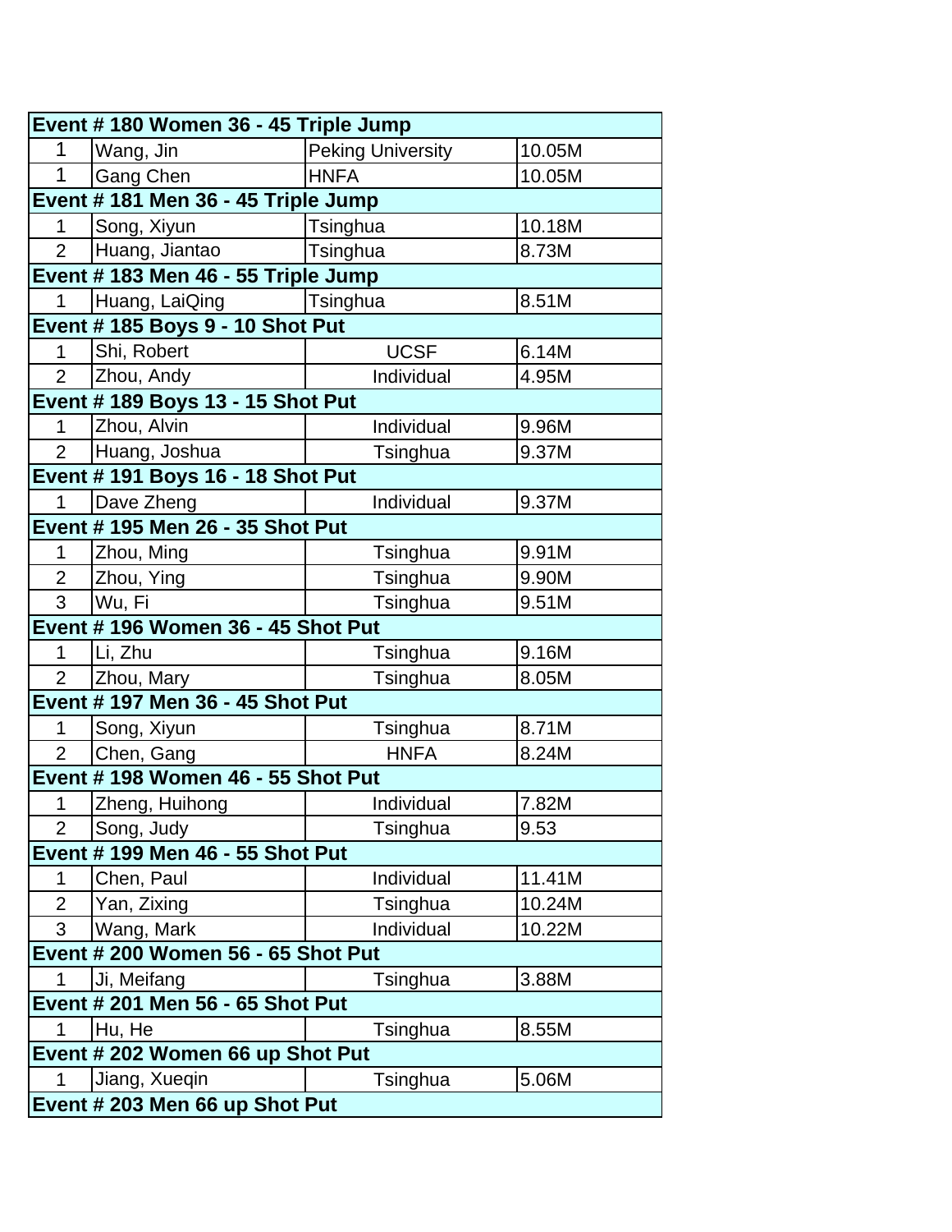| Event # 180 Women 36 - 45 Triple Jump | | | |
|---|---|---|---|
| 1 | Wang, Jin | Peking University | 10.05M |
| 1 | Gang Chen | HNFA | 10.05M |
| **Event # 181 Men 36 - 45 Triple Jump** | | | |
| 1 | Song, Xiyun | Tsinghua | 10.18M |
| 2 | Huang, Jiantao | Tsinghua | 8.73M |
| **Event # 183 Men 46 - 55 Triple Jump** | | | |
| 1 | Huang, LaiQing | Tsinghua | 8.51M |
| **Event # 185 Boys 9 - 10 Shot Put** | | | |
| 1 | Shi, Robert | UCSF | 6.14M |
| 2 | Zhou, Andy | Individual | 4.95M |
| **Event # 189 Boys 13 - 15 Shot Put** | | | |
| 1 | Zhou, Alvin | Individual | 9.96M |
| 2 | Huang, Joshua | Tsinghua | 9.37M |
| **Event # 191 Boys 16 - 18 Shot Put** | | | |
| 1 | Dave Zheng | Individual | 9.37M |
| **Event # 195 Men 26 - 35 Shot Put** | | | |
| 1 | Zhou, Ming | Tsinghua | 9.91M |
| 2 | Zhou, Ying | Tsinghua | 9.90M |
| 3 | Wu, Fi | Tsinghua | 9.51M |
| **Event # 196 Women 36 - 45 Shot Put** | | | |
| 1 | Li, Zhu | Tsinghua | 9.16M |
| 2 | Zhou, Mary | Tsinghua | 8.05M |
| **Event # 197 Men 36 - 45 Shot Put** | | | |
| 1 | Song, Xiyun | Tsinghua | 8.71M |
| 2 | Chen, Gang | HNFA | 8.24M |
| **Event # 198 Women 46 - 55 Shot Put** | | | |
| 1 | Zheng, Huihong | Individual | 7.82M |
| 2 | Song, Judy | Tsinghua | 9.53 |
| **Event # 199 Men 46 - 55 Shot Put** | | | |
| 1 | Chen, Paul | Individual | 11.41M |
| 2 | Yan, Zixing | Tsinghua | 10.24M |
| 3 | Wang, Mark | Individual | 10.22M |
| **Event # 200 Women 56 - 65 Shot Put** | | | |
| 1 | Ji, Meifang | Tsinghua | 3.88M |
| **Event # 201 Men 56 - 65 Shot Put** | | | |
| 1 | Hu, He | Tsinghua | 8.55M |
| **Event # 202 Women 66 up Shot Put** | | | |
| 1 | Jiang, Xueqin | Tsinghua | 5.06M |
| **Event # 203 Men 66 up Shot Put** | | | |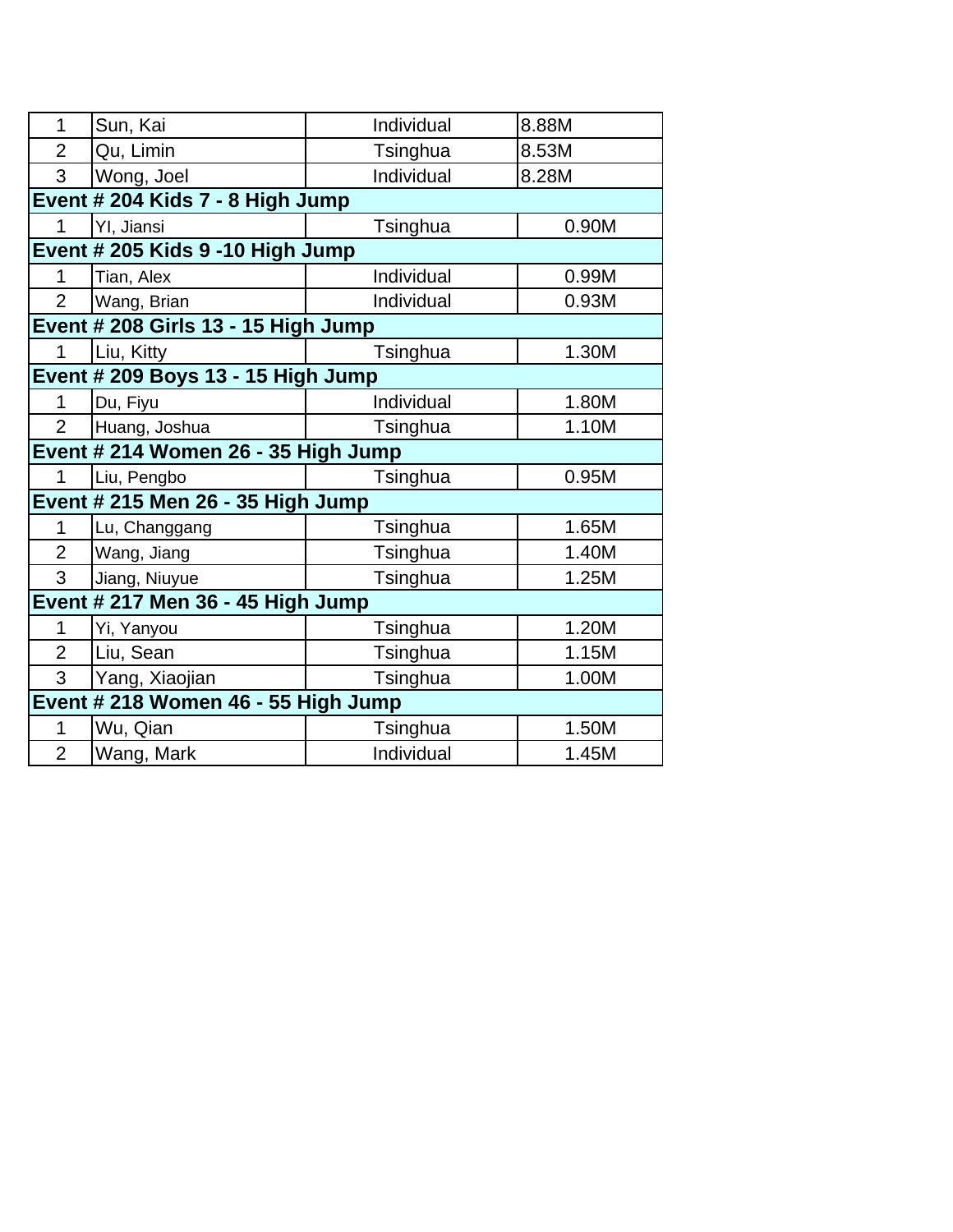| | | | |
|---|---|---|---|
| 1 | Sun, Kai | Individual | 8.88M |
| 2 | Qu, Limin | Tsinghua | 8.53M |
| 3 | Wong, Joel | Individual | 8.28M |
| **Event # 204 Kids 7 - 8 High Jump** | | | |
| 1 | YI, Jiansi | Tsinghua | 0.90M |
| **Event # 205 Kids 9 -10 High Jump** | | | |
| 1 | Tian, Alex | Individual | 0.99M |
| 2 | Wang, Brian | Individual | 0.93M |
| **Event # 208 Girls 13 - 15 High Jump** | | | |
| 1 | Liu, Kitty | Tsinghua | 1.30M |
| **Event # 209 Boys 13 - 15 High Jump** | | | |
| 1 | Du, Fiyu | Individual | 1.80M |
| 2 | Huang, Joshua | Tsinghua | 1.10M |
| **Event # 214 Women 26 - 35 High Jump** | | | |
| 1 | Liu, Pengbo | Tsinghua | 0.95M |
| **Event # 215 Men 26 - 35 High Jump** | | | |
| 1 | Lu, Changgang | Tsinghua | 1.65M |
| 2 | Wang, Jiang | Tsinghua | 1.40M |
| 3 | Jiang, Niuyue | Tsinghua | 1.25M |
| **Event # 217 Men 36 - 45 High Jump** | | | |
| 1 | Yi, Yanyou | Tsinghua | 1.20M |
| 2 | Liu, Sean | Tsinghua | 1.15M |
| 3 | Yang, Xiaojian | Tsinghua | 1.00M |
| **Event # 218 Women 46 - 55 High Jump** | | | |
| 1 | Wu, Qian | Tsinghua | 1.50M |
| 2 | Wang, Mark | Individual | 1.45M |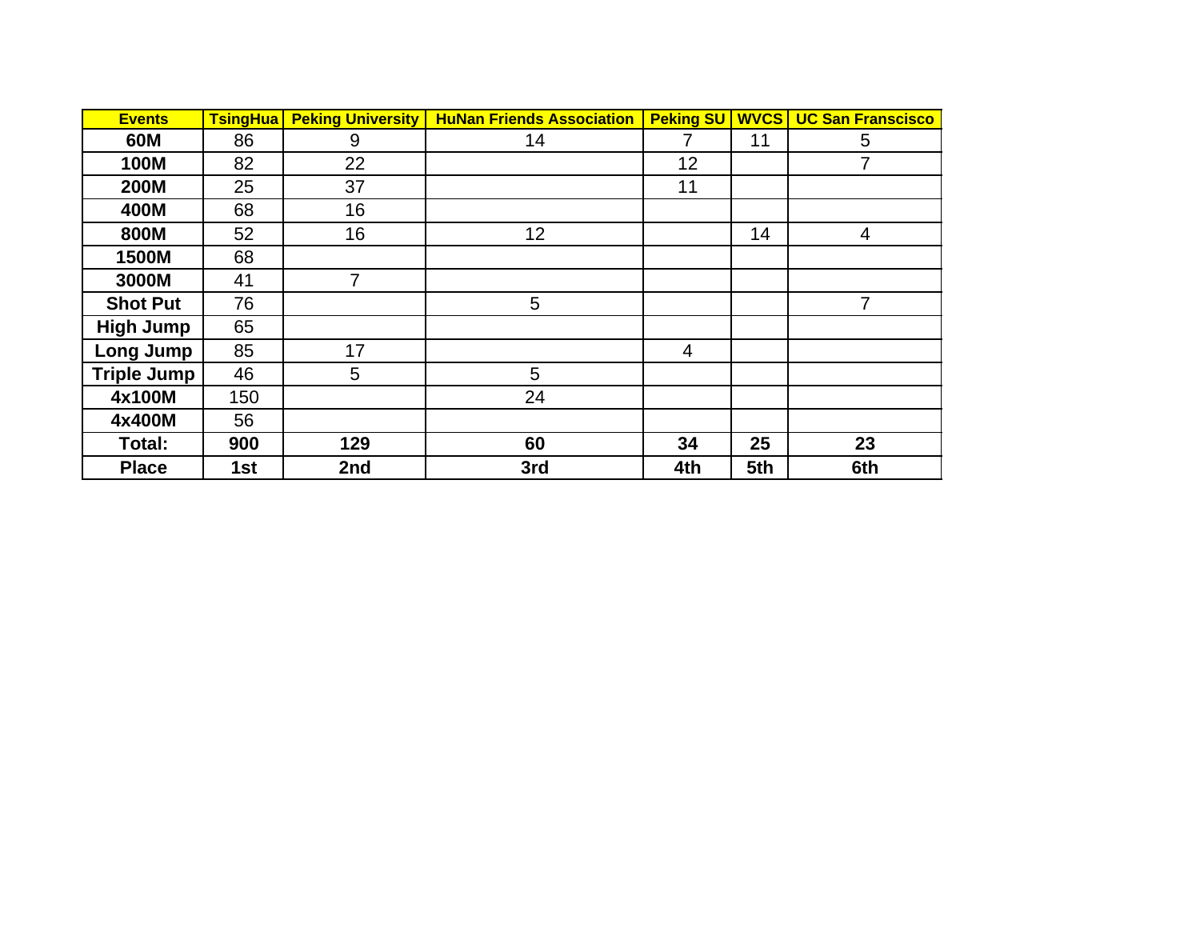| Events | TsingHua | Peking University | HuNan Friends Association | Peking SU | WVCS | UC San Franscisco |
|---|---|---|---|---|---|---|
| **60M** | 86 | 9 | 14 | 7 | 11 | 5 |
| **100M** | 82 | 22 | | 12 | | 7 |
| **200M** | 25 | 37 | | 11 | | |
| **400M** | 68 | 16 | | | | |
| **800M** | 52 | 16 | 12 | | 14 | 4 |
| **1500M** | 68 | | | | | |
| **3000M** | 41 | 7 | | | | |
| **Shot Put** | 76 | | 5 | | | 7 |
| **High Jump** | 65 | | | | | |
| **Long Jump** | 85 | 17 | | 4 | | |
| **Triple Jump** | 46 | 5 | 5 | | | |
| **4x100M** | 150 | | 24 | | | |
| **4x400M** | 56 | | | | | |
| **Total:** | **900** | **129** | **60** | **34** | **25** | **23** |
| **Place** | **1st** | **2nd** | **3rd** | **4th** | **5th** | **6th** |